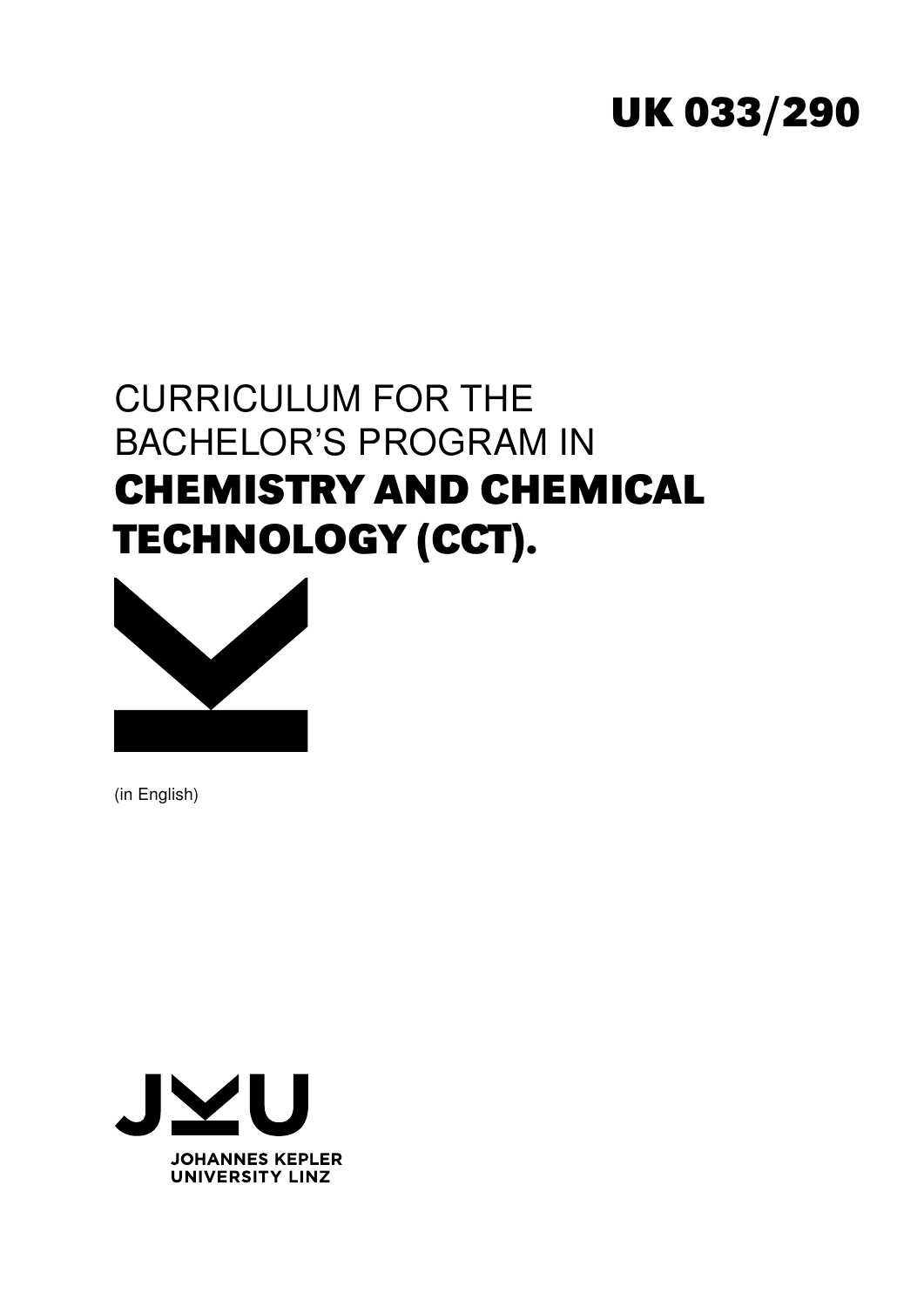UK 033/290

# CURRICULUM FOR THE BACHELOR'S PROGRAM IN **CHEMISTRY AND CHEMICAL TECHNOLOGY (CCT).**

(in English)

JOHANNES KEPLER UNIVERSITY LINZ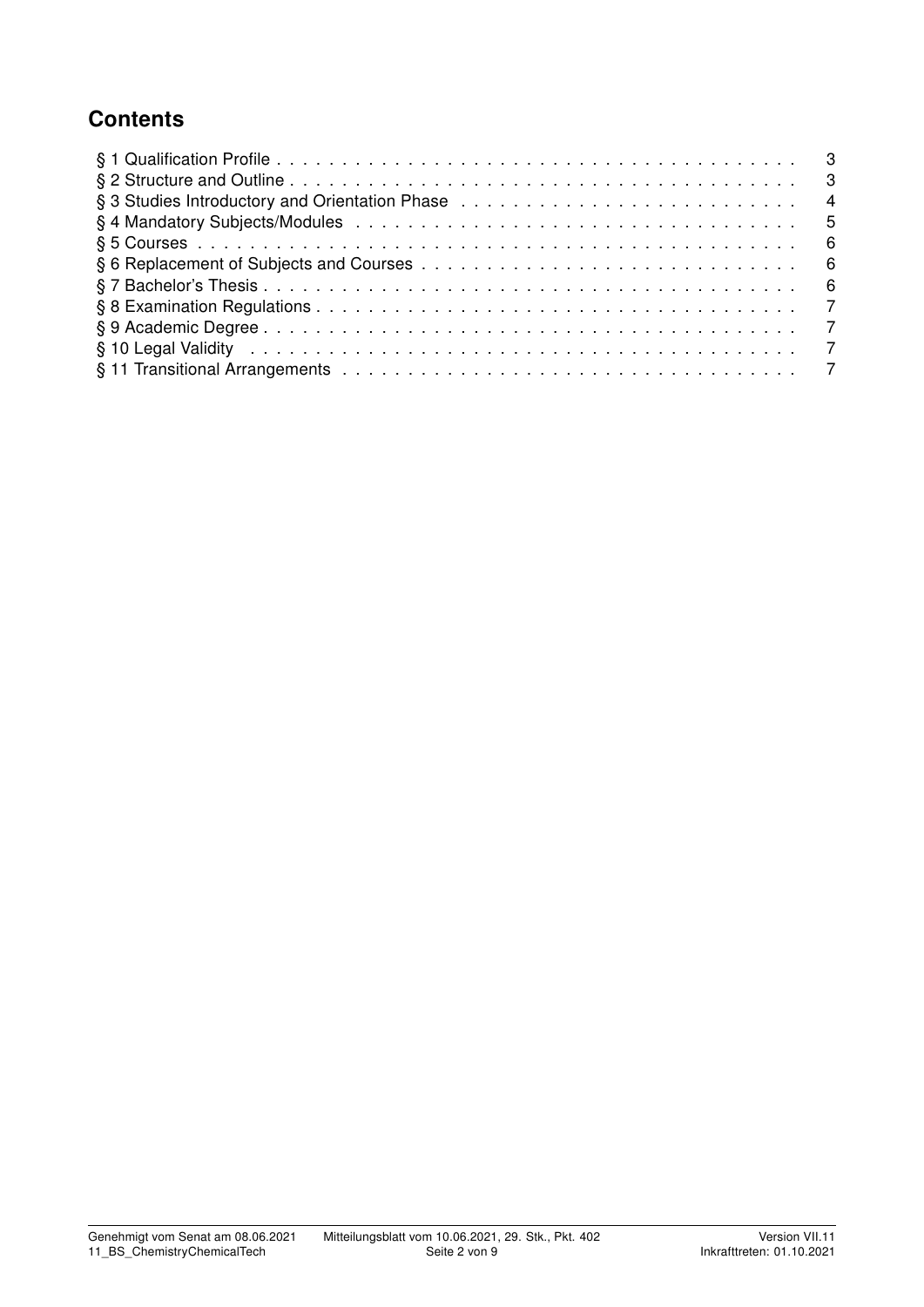## Contents

| | |
|---|---|
| § 1 Qualification Profile | 3 |
| § 2 Structure and Outline | 3 |
| § 3 Studies Introductory and Orientation Phase | 4 |
| § 4 Mandatory Subjects/Modules | 5 |
| § 5 Courses | 6 |
| § 6 Replacement of Subjects and Courses | 6 |
| § 7 Bachelor's Thesis | 6 |
| § 8 Examination Regulations | 7 |
| § 9 Academic Degree | 7 |
| § 10 Legal Validity | 7 |
| § 11 Transitional Arrangements | 7 |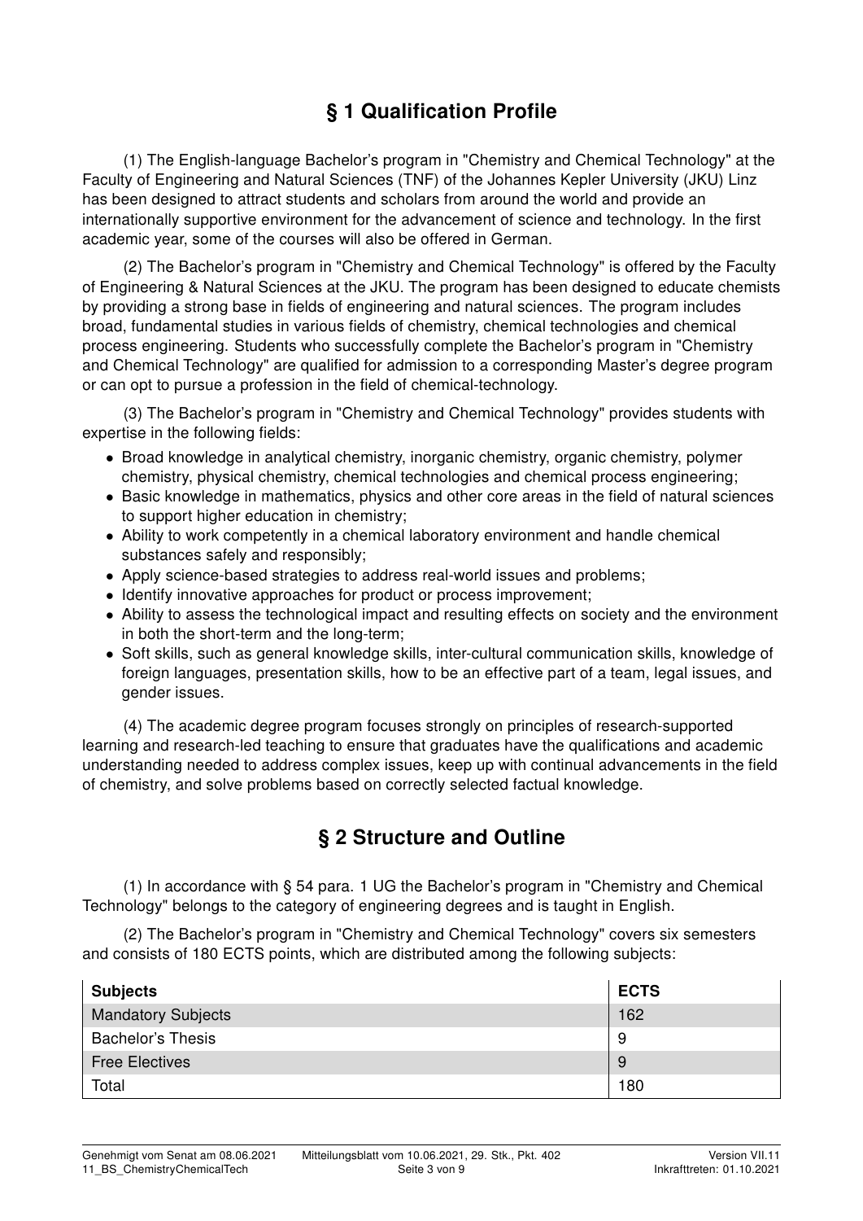## § 1 Qualification Profile

(1) The English-language Bachelor's program in "Chemistry and Chemical Technology" at the Faculty of Engineering and Natural Sciences (TNF) of the Johannes Kepler University (JKU) Linz has been designed to attract students and scholars from around the world and provide an internationally supportive environment for the advancement of science and technology. In the first academic year, some of the courses will also be offered in German.

(2) The Bachelor's program in "Chemistry and Chemical Technology" is offered by the Faculty of Engineering & Natural Sciences at the JKU. The program has been designed to educate chemists by providing a strong base in fields of engineering and natural sciences. The program includes broad, fundamental studies in various fields of chemistry, chemical technologies and chemical process engineering. Students who successfully complete the Bachelor's program in "Chemistry and Chemical Technology" are qualified for admission to a corresponding Master's degree program or can opt to pursue a profession in the field of chemical-technology.

(3) The Bachelor's program in "Chemistry and Chemical Technology" provides students with expertise in the following fields:

- Broad knowledge in analytical chemistry, inorganic chemistry, organic chemistry, polymer chemistry, physical chemistry, chemical technologies and chemical process engineering;
- Basic knowledge in mathematics, physics and other core areas in the field of natural sciences to support higher education in chemistry;
- Ability to work competently in a chemical laboratory environment and handle chemical substances safely and responsibly;
- Apply science-based strategies to address real-world issues and problems;
- Identify innovative approaches for product or process improvement;
- Ability to assess the technological impact and resulting effects on society and the environment in both the short-term and the long-term;
- Soft skills, such as general knowledge skills, inter-cultural communication skills, knowledge of foreign languages, presentation skills, how to be an effective part of a team, legal issues, and gender issues.

(4) The academic degree program focuses strongly on principles of research-supported learning and research-led teaching to ensure that graduates have the qualifications and academic understanding needed to address complex issues, keep up with continual advancements in the field of chemistry, and solve problems based on correctly selected factual knowledge.

## § 2 Structure and Outline

(1) In accordance with § 54 para. 1 UG the Bachelor's program in "Chemistry and Chemical Technology" belongs to the category of engineering degrees and is taught in English.

(2) The Bachelor's program in "Chemistry and Chemical Technology" covers six semesters and consists of 180 ECTS points, which are distributed among the following subjects:

| Subjects | ECTS |
|---|---|
| Mandatory Subjects | 162 |
| Bachelor's Thesis | 9 |
| Free Electives | 9 |
| Total | 180 |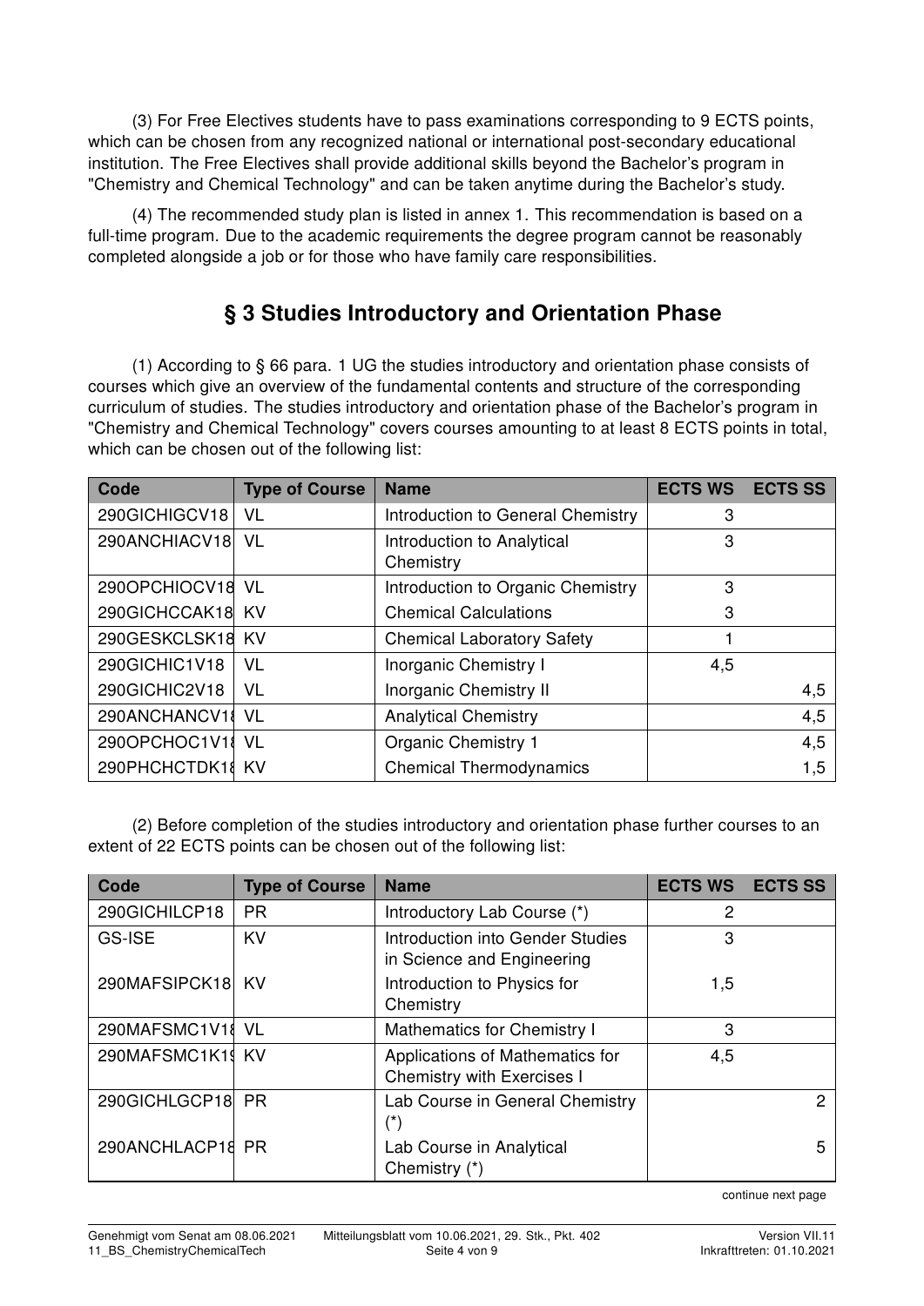(3) For Free Electives students have to pass examinations corresponding to 9 ECTS points, which can be chosen from any recognized national or international post-secondary educational institution. The Free Electives shall provide additional skills beyond the Bachelor's program in "Chemistry and Chemical Technology" and can be taken anytime during the Bachelor's study.

(4) The recommended study plan is listed in annex 1. This recommendation is based on a full-time program. Due to the academic requirements the degree program cannot be reasonably completed alongside a job or for those who have family care responsibilities.

## § 3 Studies Introductory and Orientation Phase

(1) According to § 66 para. 1 UG the studies introductory and orientation phase consists of courses which give an overview of the fundamental contents and structure of the corresponding curriculum of studies. The studies introductory and orientation phase of the Bachelor's program in "Chemistry and Chemical Technology" covers courses amounting to at least 8 ECTS points in total, which can be chosen out of the following list:

| Code | Type of Course | Name | ECTS WS | ECTS SS |
|---|---|---|---|---|
| 290GICHIGCV18 | VL | Introduction to General Chemistry | 3 | |
| 290ANCHIACV18 | VL | Introduction to Analytical Chemistry | 3 | |
| 290OPCHIOCV18 | VL | Introduction to Organic Chemistry | 3 | |
| 290GICHCCAK18 | KV | Chemical Calculations | 3 | |
| 290GESKCLSK18 | KV | Chemical Laboratory Safety | 1 | |
| 290GICHIC1V18 | VL | Inorganic Chemistry I | 4,5 | |
| 290GICHIC2V18 | VL | Inorganic Chemistry II | | 4,5 |
| 290ANCHANCV18 | VL | Analytical Chemistry | | 4,5 |
| 290OPCHOC1V18 | VL | Organic Chemistry 1 | | 4,5 |
| 290PHCHCTDK18 | KV | Chemical Thermodynamics | | 1,5 |

(2) Before completion of the studies introductory and orientation phase further courses to an extent of 22 ECTS points can be chosen out of the following list:

| Code | Type of Course | Name | ECTS WS | ECTS SS |
|---|---|---|---|---|
| 290GICHILCP18 | PR | Introductory Lab Course (*) | 2 | |
| GS-ISE | KV | Introduction into Gender Studies in Science and Engineering | 3 | |
| 290MAFSIPCK18 | KV | Introduction to Physics for Chemistry | 1,5 | |
| 290MAFSMC1V18 | VL | Mathematics for Chemistry I | 3 | |
| 290MAFSMC1K19 | KV | Applications of Mathematics for Chemistry with Exercises I | 4,5 | |
| 290GICHLGCP18 | PR | Lab Course in General Chemistry (*) | | 2 |
| 290ANCHLACP18 | PR | Lab Course in Analytical Chemistry (*) | | 5 |

continue next page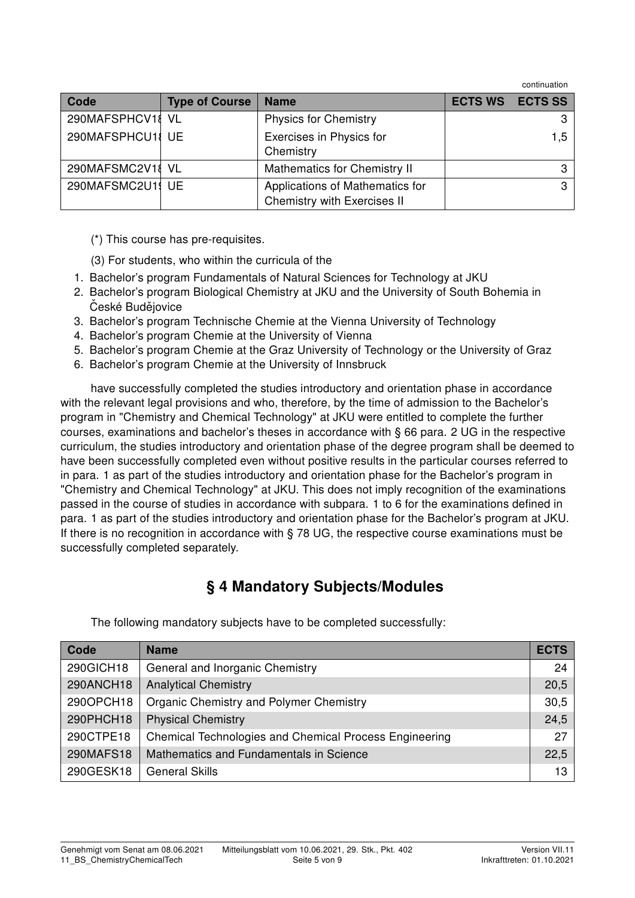continuation

| Code | Type of Course | Name | ECTS WS | ECTS SS |
|---|---|---|---|---|
| 290MAFSPHCV18 | VL | Physics for Chemistry | | 3 |
| 290MAFSPHCU18 | UE | Exercises in Physics for Chemistry | | 1,5 |
| 290MAFSMC2V18 | VL | Mathematics for Chemistry II | | 3 |
| 290MAFSMC2U19 | UE | Applications of Mathematics for Chemistry with Exercises II | | 3 |

(*) This course has pre-requisites.

(3) For students, who within the curricula of the

1. Bachelor's program Fundamentals of Natural Sciences for Technology at JKU
2. Bachelor's program Biological Chemistry at JKU and the University of South Bohemia in České Budějovice
3. Bachelor's program Technische Chemie at the Vienna University of Technology
4. Bachelor's program Chemie at the University of Vienna
5. Bachelor's program Chemie at the Graz University of Technology or the University of Graz
6. Bachelor's program Chemie at the University of Innsbruck

have successfully completed the studies introductory and orientation phase in accordance with the relevant legal provisions and who, therefore, by the time of admission to the Bachelor's program in "Chemistry and Chemical Technology" at JKU were entitled to complete the further courses, examinations and bachelor's theses in accordance with § 66 para. 2 UG in the respective curriculum, the studies introductory and orientation phase of the degree program shall be deemed to have been successfully completed even without positive results in the particular courses referred to in para. 1 as part of the studies introductory and orientation phase for the Bachelor's program in "Chemistry and Chemical Technology" at JKU. This does not imply recognition of the examinations passed in the course of studies in accordance with subpara. 1 to 6 for the examinations defined in para. 1 as part of the studies introductory and orientation phase for the Bachelor's program at JKU. If there is no recognition in accordance with § 78 UG, the respective course examinations must be successfully completed separately.

## § 4 Mandatory Subjects/Modules

The following mandatory subjects have to be completed successfully:

| Code | Name | ECTS |
|---|---|---|
| 290GICH18 | General and Inorganic Chemistry | 24 |
| 290ANCH18 | Analytical Chemistry | 20,5 |
| 290OPCH18 | Organic Chemistry and Polymer Chemistry | 30,5 |
| 290PHCH18 | Physical Chemistry | 24,5 |
| 290CTPE18 | Chemical Technologies and Chemical Process Engineering | 27 |
| 290MAFS18 | Mathematics and Fundamentals in Science | 22,5 |
| 290GESK18 | General Skills | 13 |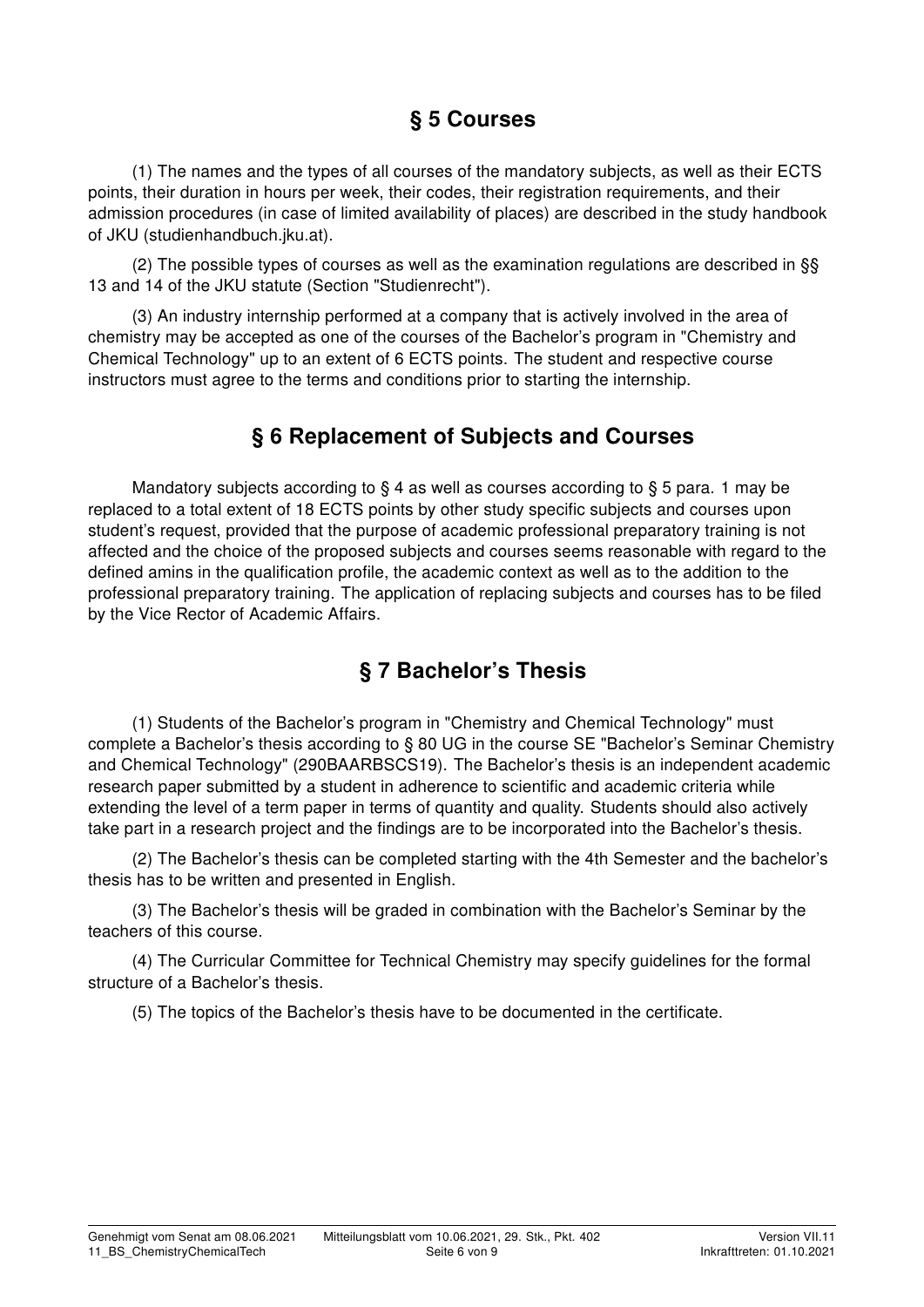## § 5 Courses

(1) The names and the types of all courses of the mandatory subjects, as well as their ECTS points, their duration in hours per week, their codes, their registration requirements, and their admission procedures (in case of limited availability of places) are described in the study handbook of JKU (studienhandbuch.jku.at).

(2) The possible types of courses as well as the examination regulations are described in §§ 13 and 14 of the JKU statute (Section "Studienrecht").

(3) An industry internship performed at a company that is actively involved in the area of chemistry may be accepted as one of the courses of the Bachelor's program in "Chemistry and Chemical Technology" up to an extent of 6 ECTS points. The student and respective course instructors must agree to the terms and conditions prior to starting the internship.

## § 6 Replacement of Subjects and Courses

Mandatory subjects according to § 4 as well as courses according to § 5 para. 1 may be replaced to a total extent of 18 ECTS points by other study specific subjects and courses upon student's request, provided that the purpose of academic professional preparatory training is not affected and the choice of the proposed subjects and courses seems reasonable with regard to the defined amins in the qualification profile, the academic context as well as to the addition to the professional preparatory training. The application of replacing subjects and courses has to be filed by the Vice Rector of Academic Affairs.

## § 7 Bachelor's Thesis

(1) Students of the Bachelor's program in "Chemistry and Chemical Technology" must complete a Bachelor's thesis according to § 80 UG in the course SE "Bachelor's Seminar Chemistry and Chemical Technology" (290BAARBSCS19). The Bachelor's thesis is an independent academic research paper submitted by a student in adherence to scientific and academic criteria while extending the level of a term paper in terms of quantity and quality. Students should also actively take part in a research project and the findings are to be incorporated into the Bachelor's thesis.

(2) The Bachelor's thesis can be completed starting with the 4th Semester and the bachelor's thesis has to be written and presented in English.

(3) The Bachelor's thesis will be graded in combination with the Bachelor's Seminar by the teachers of this course.

(4) The Curricular Committee for Technical Chemistry may specify guidelines for the formal structure of a Bachelor's thesis.

(5) The topics of the Bachelor's thesis have to be documented in the certificate.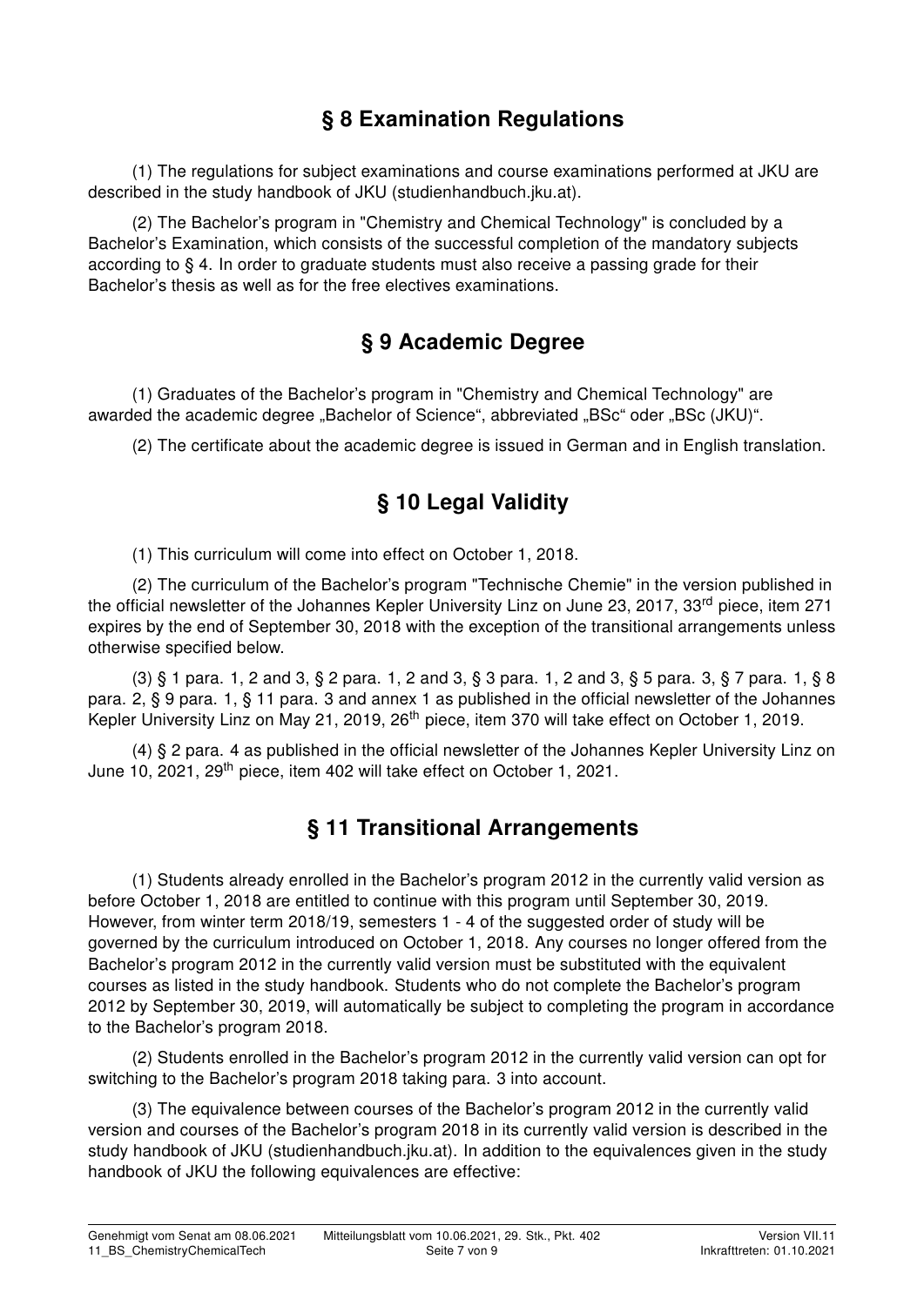## § 8 Examination Regulations

(1) The regulations for subject examinations and course examinations performed at JKU are described in the study handbook of JKU (studienhandbuch.jku.at).

(2) The Bachelor's program in "Chemistry and Chemical Technology" is concluded by a Bachelor's Examination, which consists of the successful completion of the mandatory subjects according to § 4. In order to graduate students must also receive a passing grade for their Bachelor's thesis as well as for the free electives examinations.

## § 9 Academic Degree

(1) Graduates of the Bachelor's program in "Chemistry and Chemical Technology" are awarded the academic degree „Bachelor of Science", abbreviated „BSc" oder „BSc (JKU)".

(2) The certificate about the academic degree is issued in German and in English translation.

## § 10 Legal Validity

(1) This curriculum will come into effect on October 1, 2018.

(2) The curriculum of the Bachelor's program "Technische Chemie" in the version published in the official newsletter of the Johannes Kepler University Linz on June 23, 2017, 33rd piece, item 271 expires by the end of September 30, 2018 with the exception of the transitional arrangements unless otherwise specified below.

(3) § 1 para. 1, 2 and 3, § 2 para. 1, 2 and 3, § 3 para. 1, 2 and 3, § 5 para. 3, § 7 para. 1, § 8 para. 2, § 9 para. 1, § 11 para. 3 and annex 1 as published in the official newsletter of the Johannes Kepler University Linz on May 21, 2019, 26th piece, item 370 will take effect on October 1, 2019.

(4) § 2 para. 4 as published in the official newsletter of the Johannes Kepler University Linz on June 10, 2021, 29th piece, item 402 will take effect on October 1, 2021.

## § 11 Transitional Arrangements

(1) Students already enrolled in the Bachelor's program 2012 in the currently valid version as before October 1, 2018 are entitled to continue with this program until September 30, 2019. However, from winter term 2018/19, semesters 1 - 4 of the suggested order of study will be governed by the curriculum introduced on October 1, 2018. Any courses no longer offered from the Bachelor's program 2012 in the currently valid version must be substituted with the equivalent courses as listed in the study handbook. Students who do not complete the Bachelor's program 2012 by September 30, 2019, will automatically be subject to completing the program in accordance to the Bachelor's program 2018.

(2) Students enrolled in the Bachelor's program 2012 in the currently valid version can opt for switching to the Bachelor's program 2018 taking para. 3 into account.

(3) The equivalence between courses of the Bachelor's program 2012 in the currently valid version and courses of the Bachelor's program 2018 in its currently valid version is described in the study handbook of JKU (studienhandbuch.jku.at). In addition to the equivalences given in the study handbook of JKU the following equivalences are effective: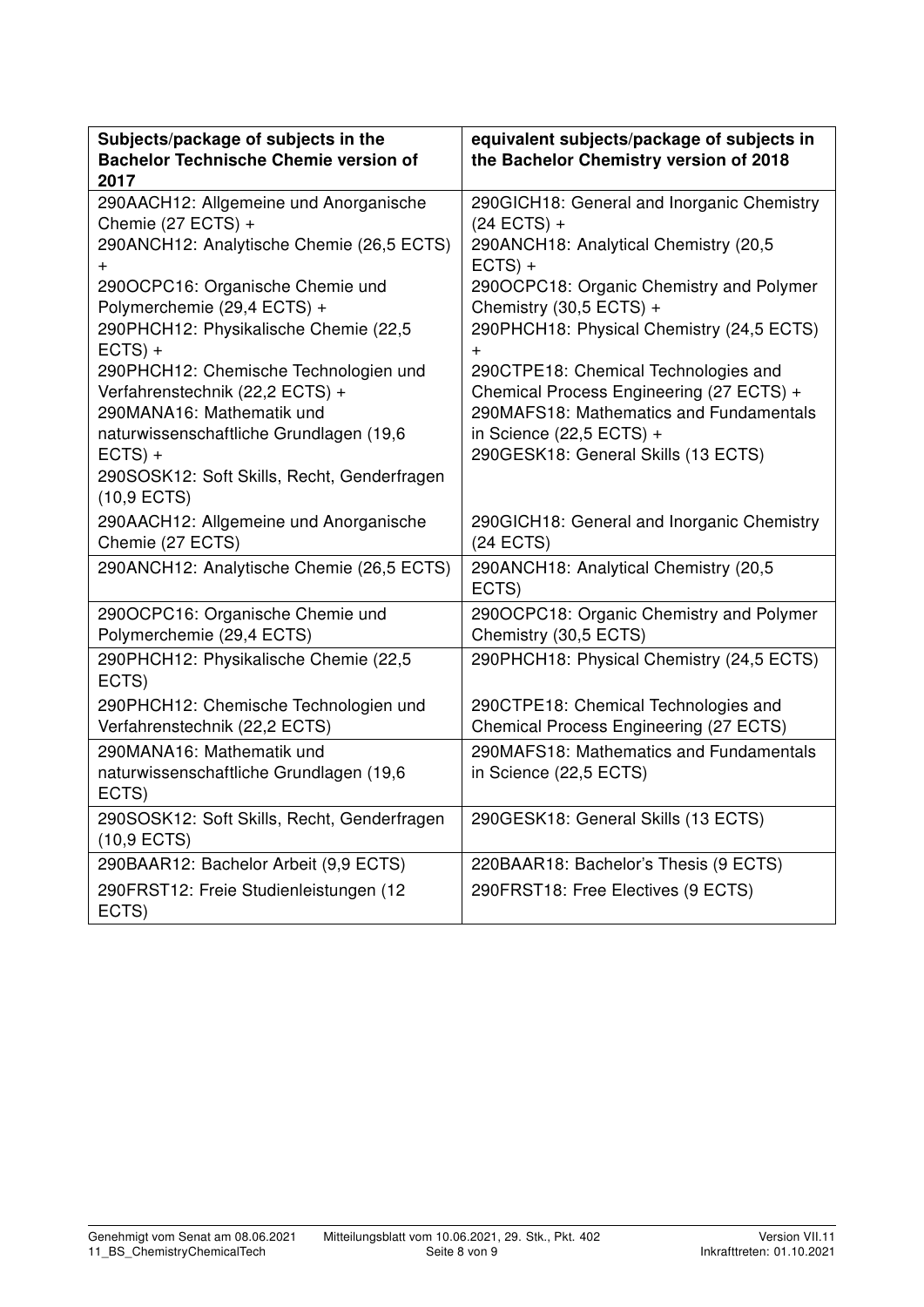| Subjects/package of subjects in the Bachelor Technische Chemie version of 2017 | equivalent subjects/package of subjects in the Bachelor Chemistry version of 2018 |
| --- | --- |
| 290AACH12: Allgemeine und Anorganische Chemie (27 ECTS) + 290ANCH12: Analytische Chemie (26,5 ECTS) + 290OCPC16: Organische Chemie und Polymerchemie (29,4 ECTS) + 290PHCH12: Physikalische Chemie (22,5 ECTS) + 290PHCH12: Chemische Technologien und Verfahrenstechnik (22,2 ECTS) + 290MANA16: Mathematik und naturwissenschaftliche Grundlagen (19,6 ECTS) + 290SOSK12: Soft Skills, Recht, Genderfragen (10,9 ECTS) | 290GICH18: General and Inorganic Chemistry (24 ECTS) + 290ANCH18: Analytical Chemistry (20,5 ECTS) + 290OCPC18: Organic Chemistry and Polymer Chemistry (30,5 ECTS) + 290PHCH18: Physical Chemistry (24,5 ECTS) + 290CTPE18: Chemical Technologies and Chemical Process Engineering (27 ECTS) + 290MAFS18: Mathematics and Fundamentals in Science (22,5 ECTS) + 290GESK18: General Skills (13 ECTS) |
| 290AACH12: Allgemeine und Anorganische Chemie (27 ECTS) | 290GICH18: General and Inorganic Chemistry (24 ECTS) |
| 290ANCH12: Analytische Chemie (26,5 ECTS) | 290ANCH18: Analytical Chemistry (20,5 ECTS) |
| 290OCPC16: Organische Chemie und Polymerchemie (29,4 ECTS) | 290OCPC18: Organic Chemistry and Polymer Chemistry (30,5 ECTS) |
| 290PHCH12: Physikalische Chemie (22,5 ECTS) | 290PHCH18: Physical Chemistry (24,5 ECTS) |
| 290PHCH12: Chemische Technologien und Verfahrenstechnik (22,2 ECTS) | 290CTPE18: Chemical Technologies and Chemical Process Engineering (27 ECTS) |
| 290MANA16: Mathematik und naturwissenschaftliche Grundlagen (19,6 ECTS) | 290MAFS18: Mathematics and Fundamentals in Science (22,5 ECTS) |
| 290SOSK12: Soft Skills, Recht, Genderfragen (10,9 ECTS) | 290GESK18: General Skills (13 ECTS) |
| 290BAAR12: Bachelor Arbeit (9,9 ECTS) | 220BAAR18: Bachelor's Thesis (9 ECTS) |
| 290FRST12: Freie Studienleistungen (12 ECTS) | 290FRST18: Free Electives (9 ECTS) |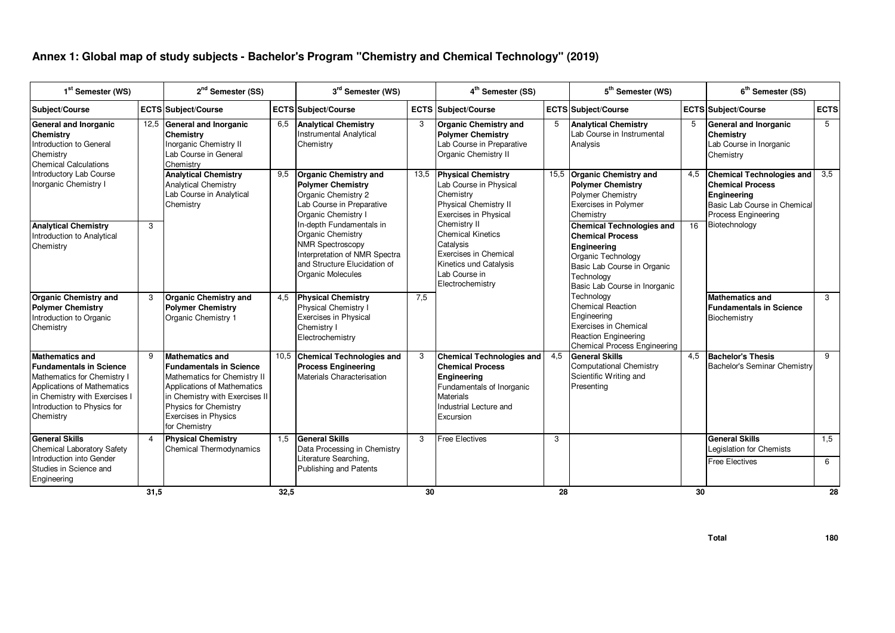## Annex 1: Global map of study subjects - Bachelor's Program "Chemistry and Chemical Technology" (2019)

| 1st Semester (WS) | | 2nd Semester (SS) | | 3rd Semester (WS) | | 4th Semester (SS) | | 5th Semester (WS) | | 6th Semester (SS) | |
|---|---|---|---|---|---|---|---|---|---|---|---|
| **Subject/Course** | **ECTS** | **Subject/Course** | **ECTS** | **Subject/Course** | **ECTS** | **Subject/Course** | **ECTS** | **Subject/Course** | **ECTS** | **Subject/Course** | **ECTS** |
| **General and Inorganic Chemistry** Introduction to General Chemistry; Chemical Calculations; Introductory Lab Course Inorganic Chemistry I | 12,5 | **General and Inorganic Chemistry** Inorganic Chemistry II; Lab Course in General Chemistry | 6,5 | **Analytical Chemistry** Instrumental Analytical Chemistry | 3 | **Organic Chemistry and Polymer Chemistry** Lab Course in Preparative Organic Chemistry II | 5 | **Analytical Chemistry** Lab Course in Instrumental Analysis | 5 | **General and Inorganic Chemistry** Lab Course in Inorganic Chemistry | 5 |
| | | **Analytical Chemistry** Analytical Chemistry; Lab Course in Analytical Chemistry | 9,5 | **Organic Chemistry and Polymer Chemistry** Organic Chemistry 2; Lab Course in Preparative Organic Chemistry I; In-depth Fundamentals in Organic Chemistry; NMR Spectroscopy; Interpretation of NMR Spectra and Structure Elucidation of Organic Molecules | 13,5 | **Physical Chemistry** Lab Course in Physical Chemistry; Physical Chemistry II; Exercises in Physical Chemistry II; Chemical Kinetics; Catalysis; Exercises in Chemical Kinetics und Catalysis; Lab Course in Electrochemistry | 15,5 | **Organic Chemistry and Polymer Chemistry** Polymer Chemistry; Exercises in Polymer Chemistry | 4,5 | **Chemical Technologies and Chemical Process Engineering** Basic Lab Course in Chemical Process Engineering; Biotechnology | 3,5 |
| **Analytical Chemistry** Introduction to Analytical Chemistry | 3 | | | | | | | **Chemical Technologies and Chemical Process Engineering** Organic Technology; Basic Lab Course in Organic Technology; Basic Lab Course in Inorganic Technology; Chemical Reaction Engineering; Exercises in Chemical Reaction Engineering; Chemical Process Engineering | 16 | | |
| **Organic Chemistry and Polymer Chemistry** Introduction to Organic Chemistry | 3 | **Organic Chemistry and Polymer Chemistry** Organic Chemistry 1 | 4,5 | **Physical Chemistry** Physical Chemistry I; Exercises in Physical Chemistry I; Electrochemistry | 7,5 | | | | | **Mathematics and Fundamentals in Science** Biochemistry | 3 |
| **Mathematics and Fundamentals in Science** Mathematics for Chemistry I; Applications of Mathematics in Chemistry with Exercises I; Introduction to Physics for Chemistry | 9 | **Mathematics and Fundamentals in Science** Mathematics for Chemistry II; Applications of Mathematics in Chemistry with Exercises II; Physics for Chemistry; Exercises in Physics for Chemistry | 10,5 | **Chemical Technologies and Process Engineering** Materials Characterisation | 3 | **Chemical Technologies and Chemical Process Engineering** Fundamentals of Inorganic Materials; Industrial Lecture and Excursion | 4,5 | **General Skills** Computational Chemistry; Scientific Writing and Presenting | 4,5 | **Bachelor's Thesis** Bachelor's Seminar Chemistry | 9 |
| **General Skills** Chemical Laboratory Safety; Introduction into Gender Studies in Science and Engineering | 4 | **Physical Chemistry** Chemical Thermodynamics | 1,5 | **General Skills** Data Processing in Chemistry; Literature Searching, Publishing and Patents | 3 | Free Electives | 3 | | | **General Skills** Legislation for Chemists | 1,5 |
| | | | | | | | | | | Free Electives | 6 |
| | **31,5** | | **32,5** | | **30** | | **28** | | **30** | | **28** |

**Total** **180**